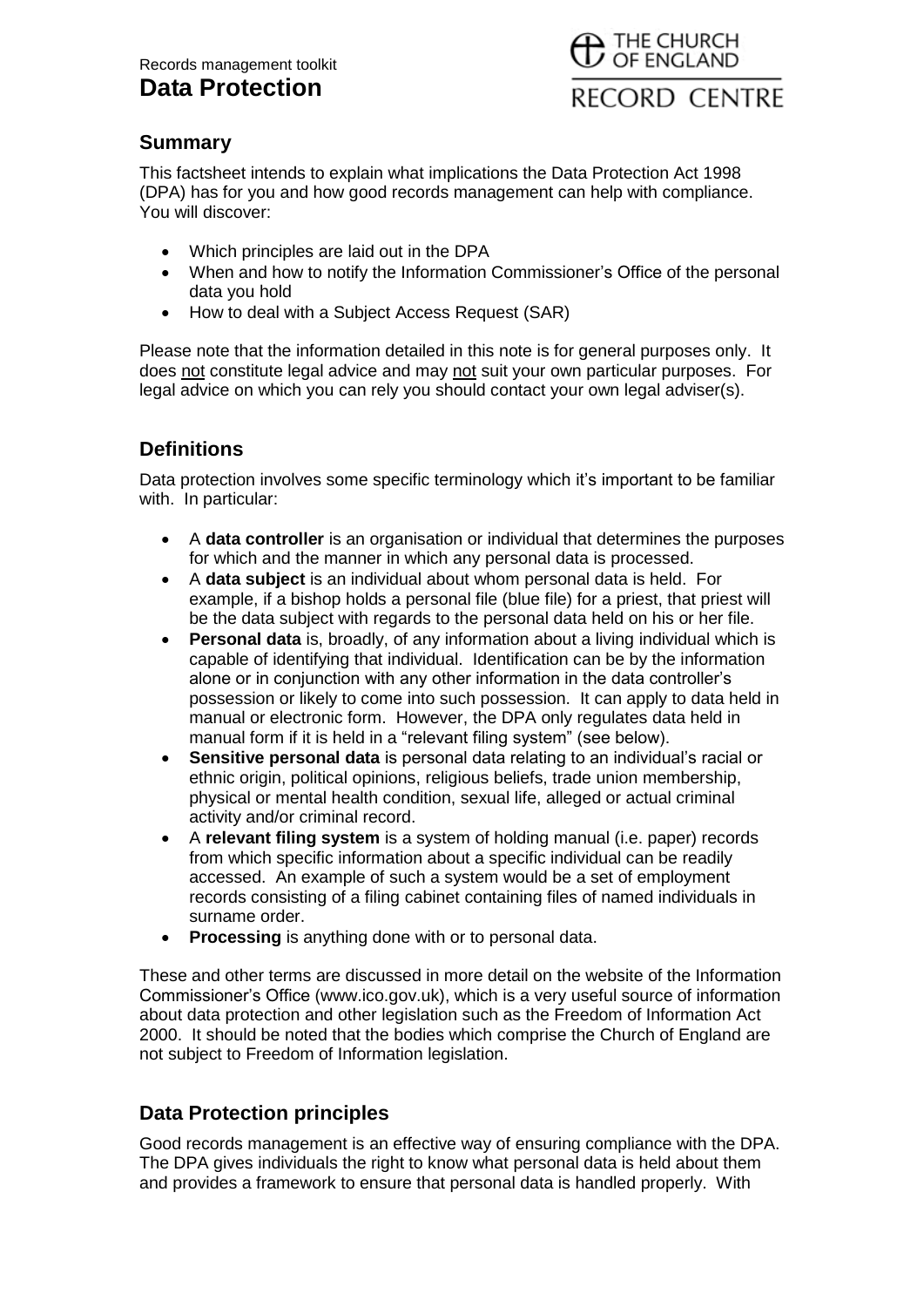Records management toolkit

# Data Protection

THE CHURCH OF ENGLAND RECORD CENTRE

## Summary

This factsheet intends to explain what implications the Data Protection Act 1998 (DPA) has for you and how good records management can help with compliance. You will discover:

- Which principles are laid out in the DPA
- When and how to notify the Information Commissioner's Office of the personal data you hold
- How to deal with a Subject Access Request (SAR)

Please note that the information detailed in this note is for general purposes only. It does not constitute legal advice and may not suit your own particular purposes. For legal advice on which you can rely you should contact your own legal adviser(s).

## Definitions

Data protection involves some specific terminology which it's important to be familiar with. In particular:

- A **data controller** is an organisation or individual that determines the purposes for which and the manner in which any personal data is processed.
- A **data subject** is an individual about whom personal data is held. For example, if a bishop holds a personal file (blue file) for a priest, that priest will be the data subject with regards to the personal data held on his or her file.
- **Personal data** is, broadly, of any information about a living individual which is capable of identifying that individual. Identification can be by the information alone or in conjunction with any other information in the data controller's possession or likely to come into such possession. It can apply to data held in manual or electronic form. However, the DPA only regulates data held in manual form if it is held in a "relevant filing system" (see below).
- **Sensitive personal data** is personal data relating to an individual's racial or ethnic origin, political opinions, religious beliefs, trade union membership, physical or mental health condition, sexual life, alleged or actual criminal activity and/or criminal record.
- A **relevant filing system** is a system of holding manual (i.e. paper) records from which specific information about a specific individual can be readily accessed. An example of such a system would be a set of employment records consisting of a filing cabinet containing files of named individuals in surname order.
- **Processing** is anything done with or to personal data.

These and other terms are discussed in more detail on the website of the Information Commissioner's Office (www.ico.gov.uk), which is a very useful source of information about data protection and other legislation such as the Freedom of Information Act 2000. It should be noted that the bodies which comprise the Church of England are not subject to Freedom of Information legislation.

## Data Protection principles

Good records management is an effective way of ensuring compliance with the DPA. The DPA gives individuals the right to know what personal data is held about them and provides a framework to ensure that personal data is handled properly. With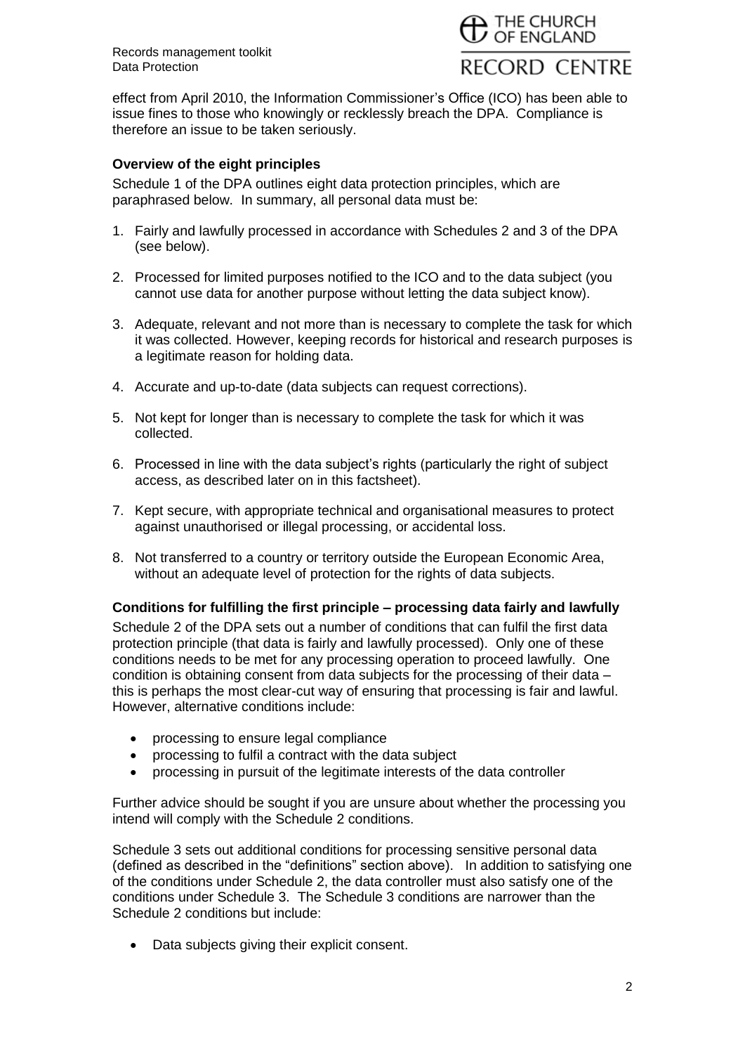effect from April 2010, the Information Commissioner's Office (ICO) has been able to issue fines to those who knowingly or recklessly breach the DPA. Compliance is therefore an issue to be taken seriously.

### Overview of the eight principles

Schedule 1 of the DPA outlines eight data protection principles, which are paraphrased below. In summary, all personal data must be:

1. Fairly and lawfully processed in accordance with Schedules 2 and 3 of the DPA (see below).
2. Processed for limited purposes notified to the ICO and to the data subject (you cannot use data for another purpose without letting the data subject know).
3. Adequate, relevant and not more than is necessary to complete the task for which it was collected. However, keeping records for historical and research purposes is a legitimate reason for holding data.
4. Accurate and up-to-date (data subjects can request corrections).
5. Not kept for longer than is necessary to complete the task for which it was collected.
6. Processed in line with the data subject's rights (particularly the right of subject access, as described later on in this factsheet).
7. Kept secure, with appropriate technical and organisational measures to protect against unauthorised or illegal processing, or accidental loss.
8. Not transferred to a country or territory outside the European Economic Area, without an adequate level of protection for the rights of data subjects.

### Conditions for fulfilling the first principle – processing data fairly and lawfully

Schedule 2 of the DPA sets out a number of conditions that can fulfil the first data protection principle (that data is fairly and lawfully processed). Only one of these conditions needs to be met for any processing operation to proceed lawfully. One condition is obtaining consent from data subjects for the processing of their data – this is perhaps the most clear-cut way of ensuring that processing is fair and lawful. However, alternative conditions include:

- processing to ensure legal compliance
- processing to fulfil a contract with the data subject
- processing in pursuit of the legitimate interests of the data controller

Further advice should be sought if you are unsure about whether the processing you intend will comply with the Schedule 2 conditions.

Schedule 3 sets out additional conditions for processing sensitive personal data (defined as described in the "definitions" section above). In addition to satisfying one of the conditions under Schedule 2, the data controller must also satisfy one of the conditions under Schedule 3. The Schedule 3 conditions are narrower than the Schedule 2 conditions but include:

- Data subjects giving their explicit consent.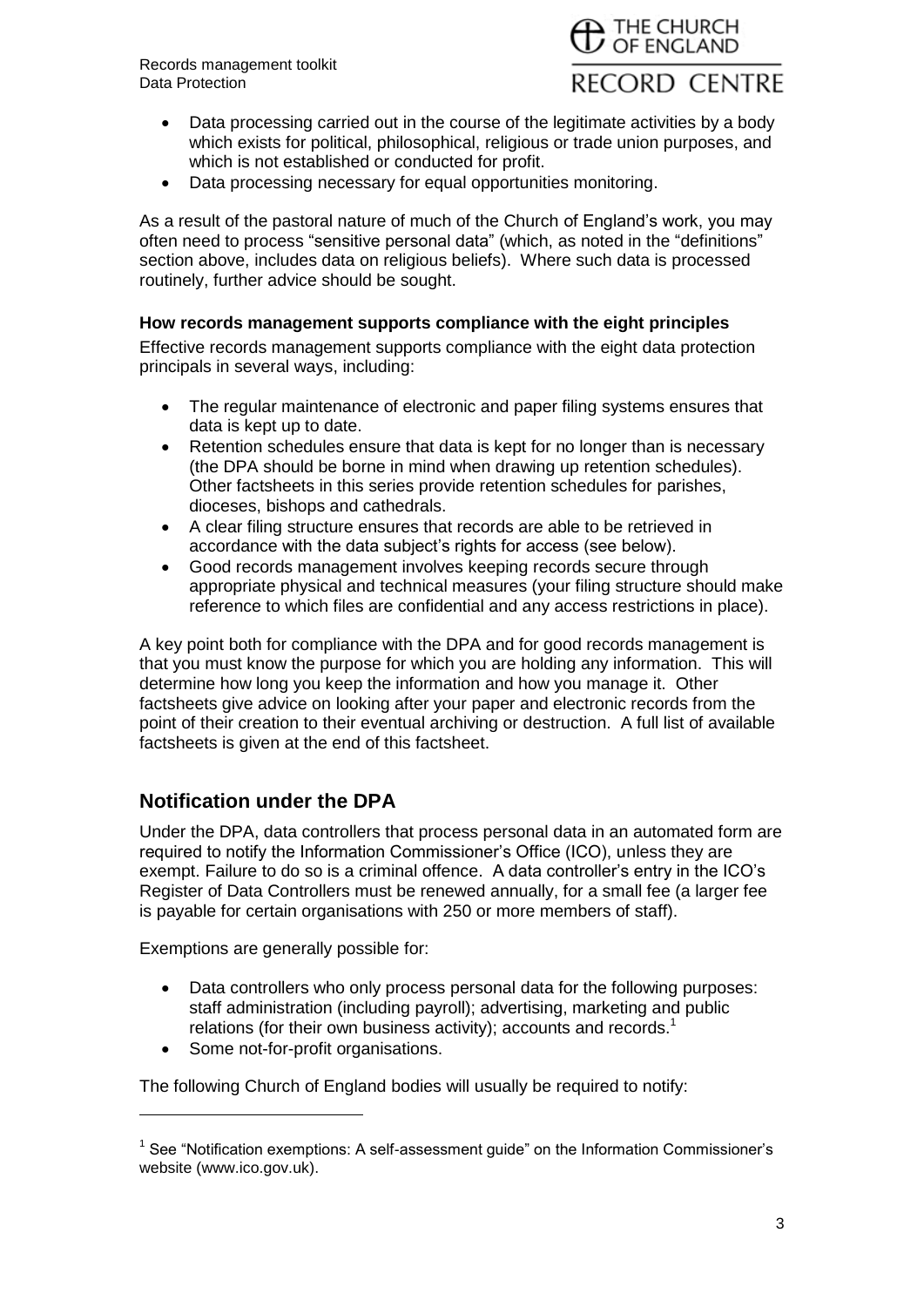- Data processing carried out in the course of the legitimate activities by a body which exists for political, philosophical, religious or trade union purposes, and which is not established or conducted for profit.
- Data processing necessary for equal opportunities monitoring.

As a result of the pastoral nature of much of the Church of England's work, you may often need to process "sensitive personal data" (which, as noted in the "definitions" section above, includes data on religious beliefs). Where such data is processed routinely, further advice should be sought.

**How records management supports compliance with the eight principles**

Effective records management supports compliance with the eight data protection principals in several ways, including:

- The regular maintenance of electronic and paper filing systems ensures that data is kept up to date.
- Retention schedules ensure that data is kept for no longer than is necessary (the DPA should be borne in mind when drawing up retention schedules). Other factsheets in this series provide retention schedules for parishes, dioceses, bishops and cathedrals.
- A clear filing structure ensures that records are able to be retrieved in accordance with the data subject's rights for access (see below).
- Good records management involves keeping records secure through appropriate physical and technical measures (your filing structure should make reference to which files are confidential and any access restrictions in place).

A key point both for compliance with the DPA and for good records management is that you must know the purpose for which you are holding any information. This will determine how long you keep the information and how you manage it. Other factsheets give advice on looking after your paper and electronic records from the point of their creation to their eventual archiving or destruction. A full list of available factsheets is given at the end of this factsheet.

## Notification under the DPA

Under the DPA, data controllers that process personal data in an automated form are required to notify the Information Commissioner's Office (ICO), unless they are exempt. Failure to do so is a criminal offence. A data controller's entry in the ICO's Register of Data Controllers must be renewed annually, for a small fee (a larger fee is payable for certain organisations with 250 or more members of staff).

Exemptions are generally possible for:

- Data controllers who only process personal data for the following purposes: staff administration (including payroll); advertising, marketing and public relations (for their own business activity); accounts and records.[1]
- Some not-for-profit organisations.

The following Church of England bodies will usually be required to notify:

[1] See "Notification exemptions: A self-assessment guide" on the Information Commissioner's website (www.ico.gov.uk).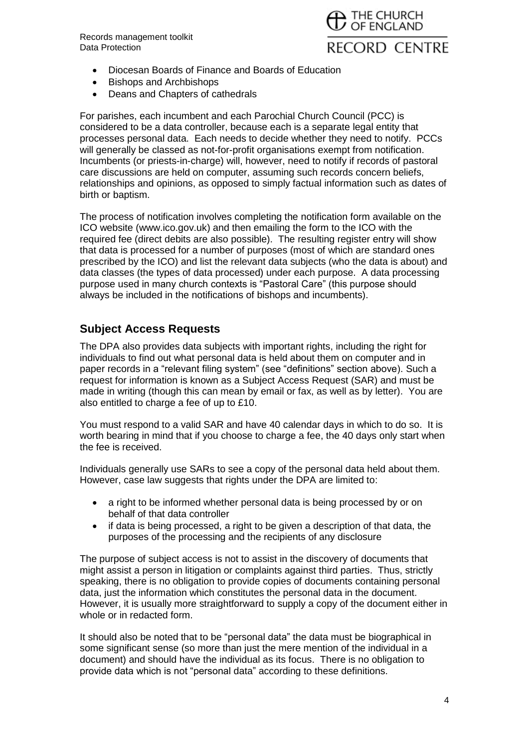- Diocesan Boards of Finance and Boards of Education
- Bishops and Archbishops
- Deans and Chapters of cathedrals

For parishes, each incumbent and each Parochial Church Council (PCC) is considered to be a data controller, because each is a separate legal entity that processes personal data. Each needs to decide whether they need to notify. PCCs will generally be classed as not-for-profit organisations exempt from notification. Incumbents (or priests-in-charge) will, however, need to notify if records of pastoral care discussions are held on computer, assuming such records concern beliefs, relationships and opinions, as opposed to simply factual information such as dates of birth or baptism.

The process of notification involves completing the notification form available on the ICO website (www.ico.gov.uk) and then emailing the form to the ICO with the required fee (direct debits are also possible). The resulting register entry will show that data is processed for a number of purposes (most of which are standard ones prescribed by the ICO) and list the relevant data subjects (who the data is about) and data classes (the types of data processed) under each purpose. A data processing purpose used in many church contexts is "Pastoral Care" (this purpose should always be included in the notifications of bishops and incumbents).

## Subject Access Requests

The DPA also provides data subjects with important rights, including the right for individuals to find out what personal data is held about them on computer and in paper records in a "relevant filing system" (see "definitions" section above). Such a request for information is known as a Subject Access Request (SAR) and must be made in writing (though this can mean by email or fax, as well as by letter). You are also entitled to charge a fee of up to £10.

You must respond to a valid SAR and have 40 calendar days in which to do so. It is worth bearing in mind that if you choose to charge a fee, the 40 days only start when the fee is received.

Individuals generally use SARs to see a copy of the personal data held about them. However, case law suggests that rights under the DPA are limited to:

- a right to be informed whether personal data is being processed by or on behalf of that data controller
- if data is being processed, a right to be given a description of that data, the purposes of the processing and the recipients of any disclosure

The purpose of subject access is not to assist in the discovery of documents that might assist a person in litigation or complaints against third parties. Thus, strictly speaking, there is no obligation to provide copies of documents containing personal data, just the information which constitutes the personal data in the document. However, it is usually more straightforward to supply a copy of the document either in whole or in redacted form.

It should also be noted that to be "personal data" the data must be biographical in some significant sense (so more than just the mere mention of the individual in a document) and should have the individual as its focus. There is no obligation to provide data which is not "personal data" according to these definitions.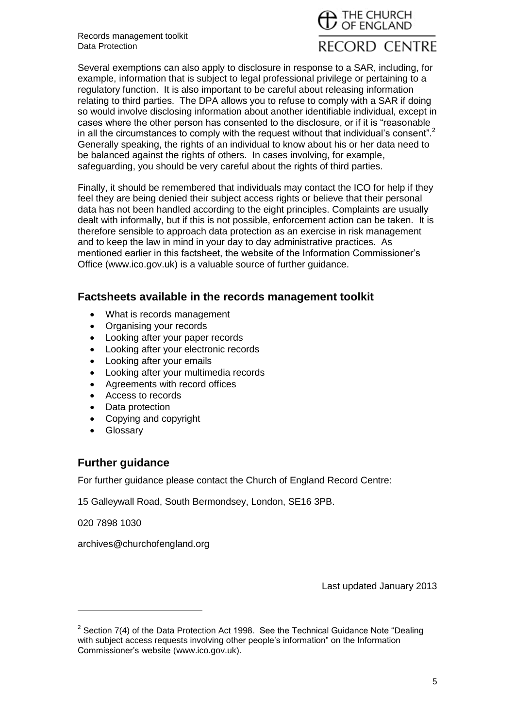Several exemptions can also apply to disclosure in response to a SAR, including, for example, information that is subject to legal professional privilege or pertaining to a regulatory function. It is also important to be careful about releasing information relating to third parties. The DPA allows you to refuse to comply with a SAR if doing so would involve disclosing information about another identifiable individual, except in cases where the other person has consented to the disclosure, or if it is "reasonable in all the circumstances to comply with the request without that individual's consent".[2] Generally speaking, the rights of an individual to know about his or her data need to be balanced against the rights of others. In cases involving, for example, safeguarding, you should be very careful about the rights of third parties.

Finally, it should be remembered that individuals may contact the ICO for help if they feel they are being denied their subject access rights or believe that their personal data has not been handled according to the eight principles. Complaints are usually dealt with informally, but if this is not possible, enforcement action can be taken. It is therefore sensible to approach data protection as an exercise in risk management and to keep the law in mind in your day to day administrative practices. As mentioned earlier in this factsheet, the website of the Information Commissioner's Office (www.ico.gov.uk) is a valuable source of further guidance.

## Factsheets available in the records management toolkit

- What is records management
- Organising your records
- Looking after your paper records
- Looking after your electronic records
- Looking after your emails
- Looking after your multimedia records
- Agreements with record offices
- Access to records
- Data protection
- Copying and copyright
- Glossary

## Further guidance

For further guidance please contact the Church of England Record Centre:

15 Galleywall Road, South Bermondsey, London, SE16 3PB.

020 7898 1030

archives@churchofengland.org

Last updated January 2013

[2] Section 7(4) of the Data Protection Act 1998. See the Technical Guidance Note "Dealing with subject access requests involving other people's information" on the Information Commissioner's website (www.ico.gov.uk).